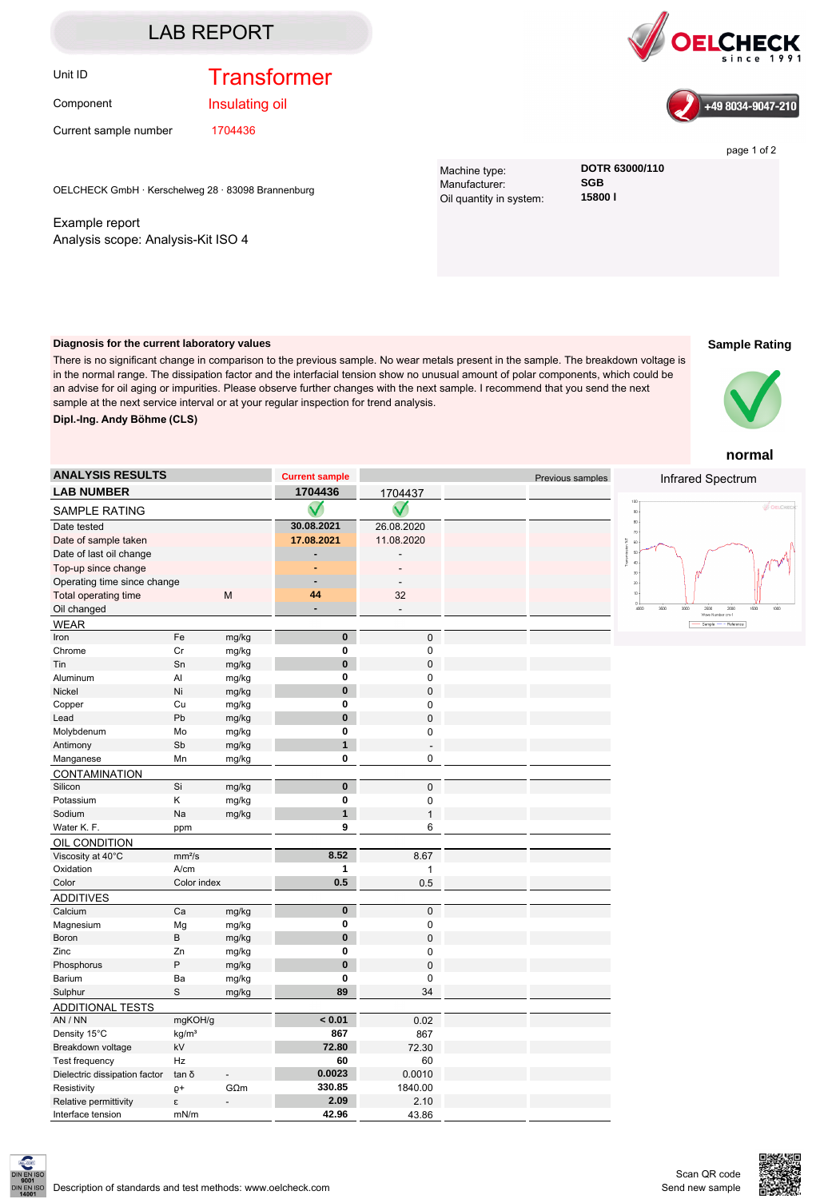# LAB REPORT

**OELCHECK** since 1991

+49 8034-9047-210

| | |
|---|---|
| Unit ID | Transformer |
| Component | Insulating oil |
| Current sample number | 1704436 |

OELCHECK GmbH · Kerschelweg 28 · 83098 Brannenburg

Example report
Analysis scope: Analysis-Kit ISO 4

| | |
|---|---|
| Machine type: | **DOTR 63000/110** |
| Manufacturer: | **SGB** |
| Oil quantity in system: | **15800 l** |

**Diagnosis for the current laboratory values**

There is no significant change in comparison to the previous sample. No wear metals present in the sample. The breakdown voltage is in the normal range. The dissipation factor and the interfacial tension show no unusual amount of polar components, which could be an advise for oil aging or impurities. Please observe further changes with the next sample. I recommend that you send the next sample at the next service interval or at your regular inspection for trend analysis.

**Dipl.-Ing. Andy Böhme (CLS)**

**Sample Rating**

**normal**

| ANALYSIS RESULTS | | | Current sample | Previous samples | | |
|---|---|---|---|---|---|---|
| **LAB NUMBER** | | | **1704436** | 1704437 | | |
| SAMPLE RATING | | | ✓ | ✓ | | |
| Date tested | | | **30.08.2021** | 26.08.2020 | | |
| Date of sample taken | | | **17.08.2021** | 11.08.2020 | | |
| Date of last oil change | | | **-** | - | | |
| Top-up since change | | | **-** | - | | |
| Operating time since change | | | **-** | - | | |
| Total operating time | | M | **44** | 32 | | |
| Oil changed | | | **-** | - | | |
| WEAR | | | | | | |
| Iron | Fe | mg/kg | **0** | 0 | | |
| Chrome | Cr | mg/kg | **0** | 0 | | |
| Tin | Sn | mg/kg | **0** | 0 | | |
| Aluminum | Al | mg/kg | **0** | 0 | | |
| Nickel | Ni | mg/kg | **0** | 0 | | |
| Copper | Cu | mg/kg | **0** | 0 | | |
| Lead | Pb | mg/kg | **0** | 0 | | |
| Molybdenum | Mo | mg/kg | **0** | 0 | | |
| Antimony | Sb | mg/kg | **1** | - | | |
| Manganese | Mn | mg/kg | **0** | 0 | | |
| CONTAMINATION | | | | | | |
| Silicon | Si | mg/kg | **0** | 0 | | |
| Potassium | K | mg/kg | **0** | 0 | | |
| Sodium | Na | mg/kg | **1** | 1 | | |
| Water K. F. | ppm | | **9** | 6 | | |
| OIL CONDITION | | | | | | |
| Viscosity at 40°C | mm²/s | | **8.52** | 8.67 | | |
| Oxidation | A/cm | | **1** | 1 | | |
| Color | Color index | | **0.5** | 0.5 | | |
| ADDITIVES | | | | | | |
| Calcium | Ca | mg/kg | **0** | 0 | | |
| Magnesium | Mg | mg/kg | **0** | 0 | | |
| Boron | B | mg/kg | **0** | 0 | | |
| Zinc | Zn | mg/kg | **0** | 0 | | |
| Phosphorus | P | mg/kg | **0** | 0 | | |
| Barium | Ba | mg/kg | **0** | 0 | | |
| Sulphur | S | mg/kg | **89** | 34 | | |
| ADDITIONAL TESTS | | | | | | |
| AN / NN | mgKOH/g | | **< 0.01** | 0.02 | | |
| Density 15°C | kg/m³ | | **867** | 867 | | |
| Breakdown voltage | kV | | **72.80** | 72.30 | | |
| Test frequency | Hz | | **60** | 60 | | |
| Dielectric dissipation factor | tan δ | - | **0.0023** | 0.0010 | | |
| Resistivity | ϱ+ | GΩm | **330.85** | 1840.00 | | |
| Relative permittivity | ε | - | **2.09** | 2.10 | | |
| Interface tension | mN/m | | **42.96** | 43.86 | | |

Infrared Spectrum

Description of standards and test methods: www.oelcheck.com

Scan QR code
Send new sample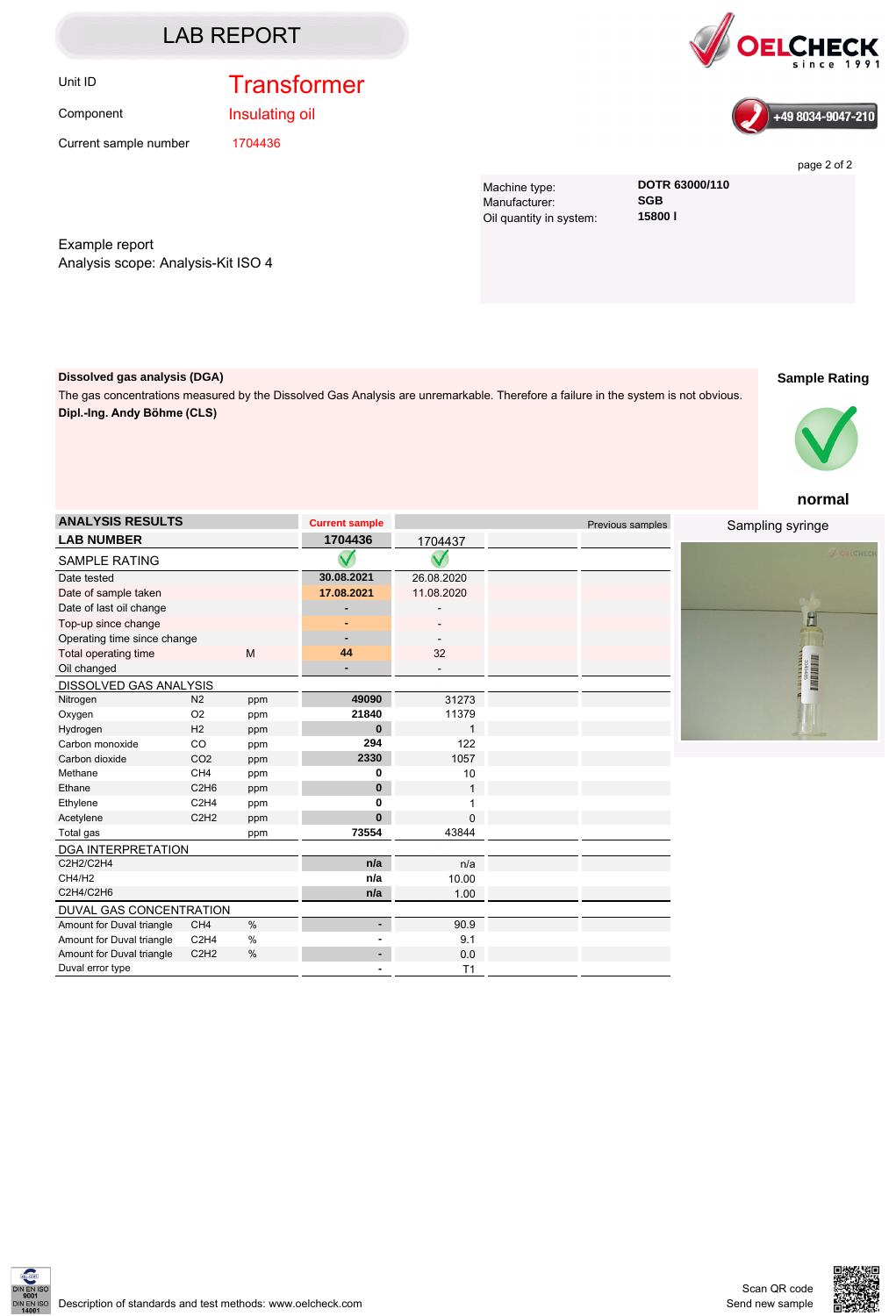# LAB REPORT

| | |
|---|---|
| Unit ID | Transformer |
| Component | Insulating oil |
| Current sample number | 1704436 |

OELCHECK since 1991

+49 8034-9047-210

| | |
|---|---|
| Machine type: | **DOTR 63000/110** |
| Manufacturer: | **SGB** |
| Oil quantity in system: | **15800 l** |

Example report
Analysis scope: Analysis-Kit ISO 4

**Dissolved gas analysis (DGA)**
The gas concentrations measured by the Dissolved Gas Analysis are unremarkable. Therefore a failure in the system is not obvious.
**Dipl.-Ing. Andy Böhme (CLS)**

**Sample Rating**

**normal**

| **ANALYSIS RESULTS** | | | **Current sample** | Previous samples | | |
|---|---|---|---|---|---|---|
| **LAB NUMBER** | | | **1704436** | 1704437 | | |
| SAMPLE RATING | | | ✓ | ✓ | | |
| Date tested | | | **30.08.2021** | 26.08.2020 | | |
| Date of sample taken | | | **17.08.2021** | 11.08.2020 | | |
| Date of last oil change | | | **-** | - | | |
| Top-up since change | | | **-** | - | | |
| Operating time since change | | | **-** | - | | |
| Total operating time | | M | **44** | 32 | | |
| Oil changed | | | **-** | - | | |
| DISSOLVED GAS ANALYSIS | | | | | | |
| Nitrogen | $N_2$ | ppm | **49090** | 31273 | | |
| Oxygen | $O_2$ | ppm | **21840** | 11379 | | |
| Hydrogen | $H_2$ | ppm | **0** | 1 | | |
| Carbon monoxide | CO | ppm | **294** | 122 | | |
| Carbon dioxide | $CO_2$ | ppm | **2330** | 1057 | | |
| Methane | $CH_4$ | ppm | **0** | 10 | | |
| Ethane | $C_2H_6$ | ppm | **0** | 1 | | |
| Ethylene | $C_2H_4$ | ppm | **0** | 1 | | |
| Acetylene | $C_2H_2$ | ppm | **0** | 0 | | |
| Total gas | | ppm | **73554** | 43844 | | |
| DGA INTERPRETATION | | | | | | |
| $C_2H_2/C_2H_4$ | | | **n/a** | n/a | | |
| $CH_4/H_2$ | | | **n/a** | 10.00 | | |
| $C_2H_4/C_2H_6$ | | | **n/a** | 1.00 | | |
| DUVAL GAS CONCENTRATION | | | | | | |
| Amount for Duval triangle | $CH_4$ | % | **-** | 90.9 | | |
| Amount for Duval triangle | $C_2H_4$ | % | **-** | 9.1 | | |
| Amount for Duval triangle | $C_2H_2$ | % | **-** | 0.0 | | |
| Duval error type | | | **-** | T1 | | |

Sampling syringe

DIN EN ISO 9001
DIN EN ISO 14001

Description of standards and test methods: www.oelcheck.com

Scan QR code
Send new sample